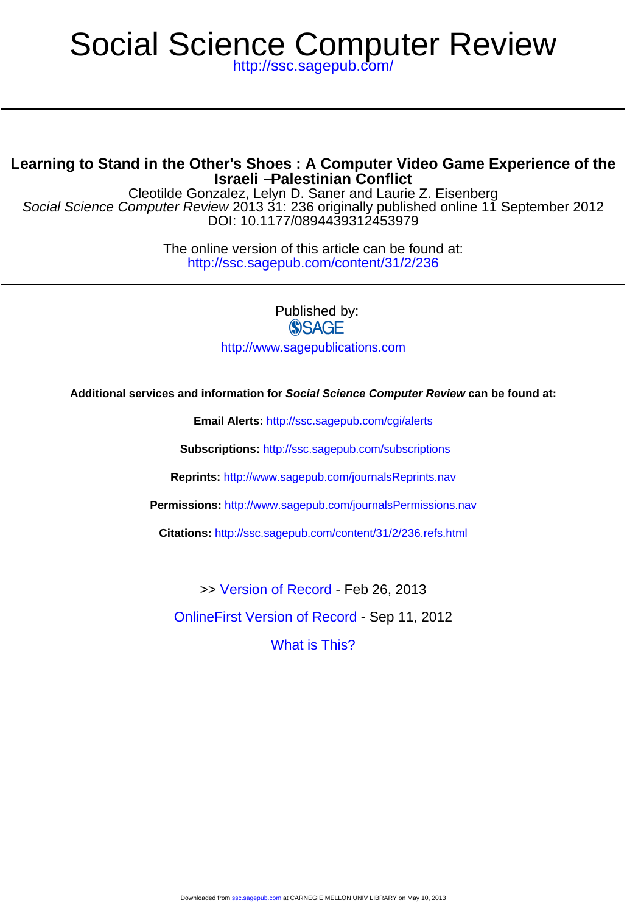# Social Science Computer Review

http://ssc.sagepub.com/

## Learning to Stand in the Other's Shoes : A Computer Video Game Experience of the Israeli –Palestinian Conflict

Cleotilde Gonzalez, Lelyn D. Saner and Laurie Z. Eisenberg

*Social Science Computer Review* 2013 31: 236 originally published online 11 September 2012

DOI: 10.1177/0894439312453979

The online version of this article can be found at:

http://ssc.sagepub.com/content/31/2/236

Published by:

SAGE

http://www.sagepublications.com

**Additional services and information for *Social Science Computer Review* can be found at:**

**Email Alerts:** http://ssc.sagepub.com/cgi/alerts

**Subscriptions:** http://ssc.sagepub.com/subscriptions

**Reprints:** http://www.sagepub.com/journalsReprints.nav

**Permissions:** http://www.sagepub.com/journalsPermissions.nav

**Citations:** http://ssc.sagepub.com/content/31/2/236.refs.html

>> Version of Record - Feb 26, 2013

OnlineFirst Version of Record - Sep 11, 2012

What is This?

Downloaded from ssc.sagepub.com at CARNEGIE MELLON UNIV LIBRARY on May 10, 2013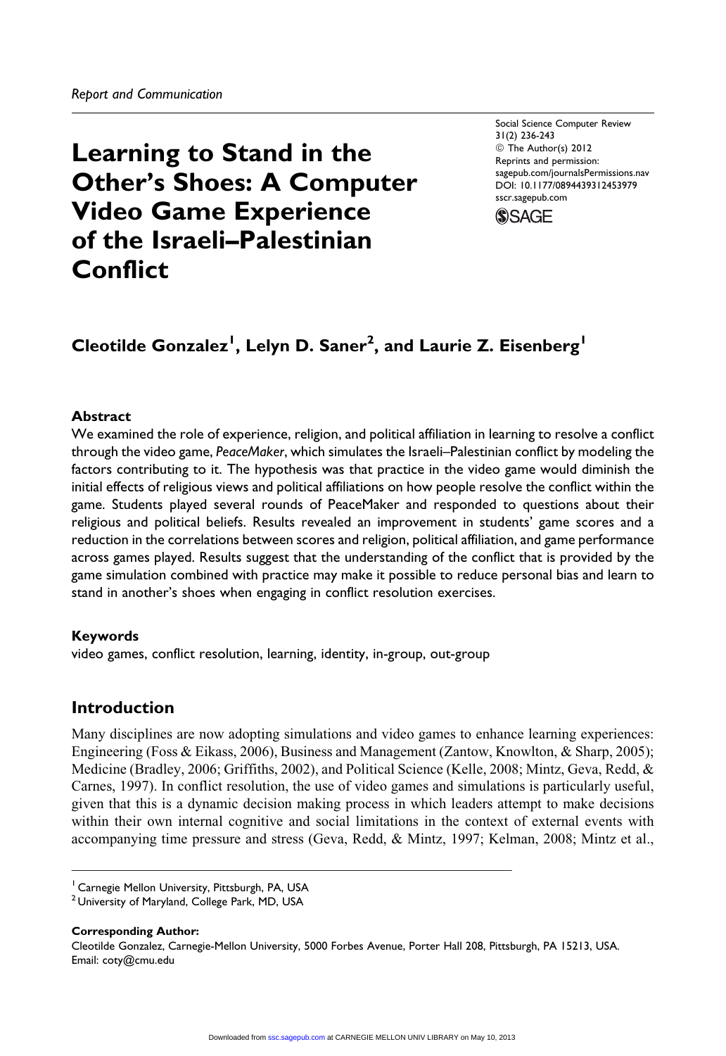*Report and Communication*

# Learning to Stand in the Other's Shoes: A Computer Video Game Experience of the Israeli–Palestinian Conflict

**Cleotilde Gonzalez[1], Lelyn D. Saner[2], and Laurie Z. Eisenberg[1]**

### Abstract

We examined the role of experience, religion, and political affiliation in learning to resolve a conflict through the video game, *PeaceMaker*, which simulates the Israeli–Palestinian conflict by modeling the factors contributing to it. The hypothesis was that practice in the video game would diminish the initial effects of religious views and political affiliations on how people resolve the conflict within the game. Students played several rounds of PeaceMaker and responded to questions about their religious and political beliefs. Results revealed an improvement in students' game scores and a reduction in the correlations between scores and religion, political affiliation, and game performance across games played. Results suggest that the understanding of the conflict that is provided by the game simulation combined with practice may make it possible to reduce personal bias and learn to stand in another's shoes when engaging in conflict resolution exercises.

### Keywords

video games, conflict resolution, learning, identity, in-group, out-group

## Introduction

Many disciplines are now adopting simulations and video games to enhance learning experiences: Engineering (Foss & Eikass, 2006), Business and Management (Zantow, Knowlton, & Sharp, 2005); Medicine (Bradley, 2006; Griffiths, 2002), and Political Science (Kelle, 2008; Mintz, Geva, Redd, & Carnes, 1997). In conflict resolution, the use of video games and simulations is particularly useful, given that this is a dynamic decision making process in which leaders attempt to make decisions within their own internal cognitive and social limitations in the context of external events with accompanying time pressure and stress (Geva, Redd, & Mintz, 1997; Kelman, 2008; Mintz et al.,

---

[1] Carnegie Mellon University, Pittsburgh, PA, USA
[2] University of Maryland, College Park, MD, USA

**Corresponding Author:**
Cleotilde Gonzalez, Carnegie-Mellon University, 5000 Forbes Avenue, Porter Hall 208, Pittsburgh, PA 15213, USA.
Email: coty@cmu.edu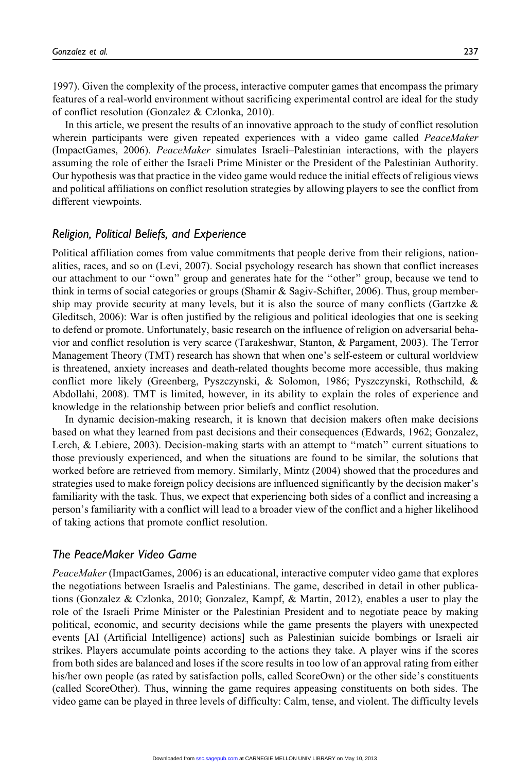1997). Given the complexity of the process, interactive computer games that encompass the primary features of a real-world environment without sacrificing experimental control are ideal for the study of conflict resolution (Gonzalez & Czlonka, 2010).

In this article, we present the results of an innovative approach to the study of conflict resolution wherein participants were given repeated experiences with a video game called *PeaceMaker* (ImpactGames, 2006). *PeaceMaker* simulates Israeli–Palestinian interactions, with the players assuming the role of either the Israeli Prime Minister or the President of the Palestinian Authority. Our hypothesis was that practice in the video game would reduce the initial effects of religious views and political affiliations on conflict resolution strategies by allowing players to see the conflict from different viewpoints.

## Religion, Political Beliefs, and Experience

Political affiliation comes from value commitments that people derive from their religions, nationalities, races, and so on (Levi, 2007). Social psychology research has shown that conflict increases our attachment to our ''own'' group and generates hate for the ''other'' group, because we tend to think in terms of social categories or groups (Shamir & Sagiv-Schifter, 2006). Thus, group membership may provide security at many levels, but it is also the source of many conflicts (Gartzke & Gleditsch, 2006): War is often justified by the religious and political ideologies that one is seeking to defend or promote. Unfortunately, basic research on the influence of religion on adversarial behavior and conflict resolution is very scarce (Tarakeshwar, Stanton, & Pargament, 2003). The Terror Management Theory (TMT) research has shown that when one's self-esteem or cultural worldview is threatened, anxiety increases and death-related thoughts become more accessible, thus making conflict more likely (Greenberg, Pyszczynski, & Solomon, 1986; Pyszczynski, Rothschild, & Abdollahi, 2008). TMT is limited, however, in its ability to explain the roles of experience and knowledge in the relationship between prior beliefs and conflict resolution.

In dynamic decision-making research, it is known that decision makers often make decisions based on what they learned from past decisions and their consequences (Edwards, 1962; Gonzalez, Lerch, & Lebiere, 2003). Decision-making starts with an attempt to ''match'' current situations to those previously experienced, and when the situations are found to be similar, the solutions that worked before are retrieved from memory. Similarly, Mintz (2004) showed that the procedures and strategies used to make foreign policy decisions are influenced significantly by the decision maker's familiarity with the task. Thus, we expect that experiencing both sides of a conflict and increasing a person's familiarity with a conflict will lead to a broader view of the conflict and a higher likelihood of taking actions that promote conflict resolution.

## The PeaceMaker Video Game

*PeaceMaker* (ImpactGames, 2006) is an educational, interactive computer video game that explores the negotiations between Israelis and Palestinians. The game, described in detail in other publications (Gonzalez & Czlonka, 2010; Gonzalez, Kampf, & Martin, 2012), enables a user to play the role of the Israeli Prime Minister or the Palestinian President and to negotiate peace by making political, economic, and security decisions while the game presents the players with unexpected events [AI (Artificial Intelligence) actions] such as Palestinian suicide bombings or Israeli air strikes. Players accumulate points according to the actions they take. A player wins if the scores from both sides are balanced and loses if the score results in too low of an approval rating from either his/her own people (as rated by satisfaction polls, called ScoreOwn) or the other side's constituents (called ScoreOther). Thus, winning the game requires appeasing constituents on both sides. The video game can be played in three levels of difficulty: Calm, tense, and violent. The difficulty levels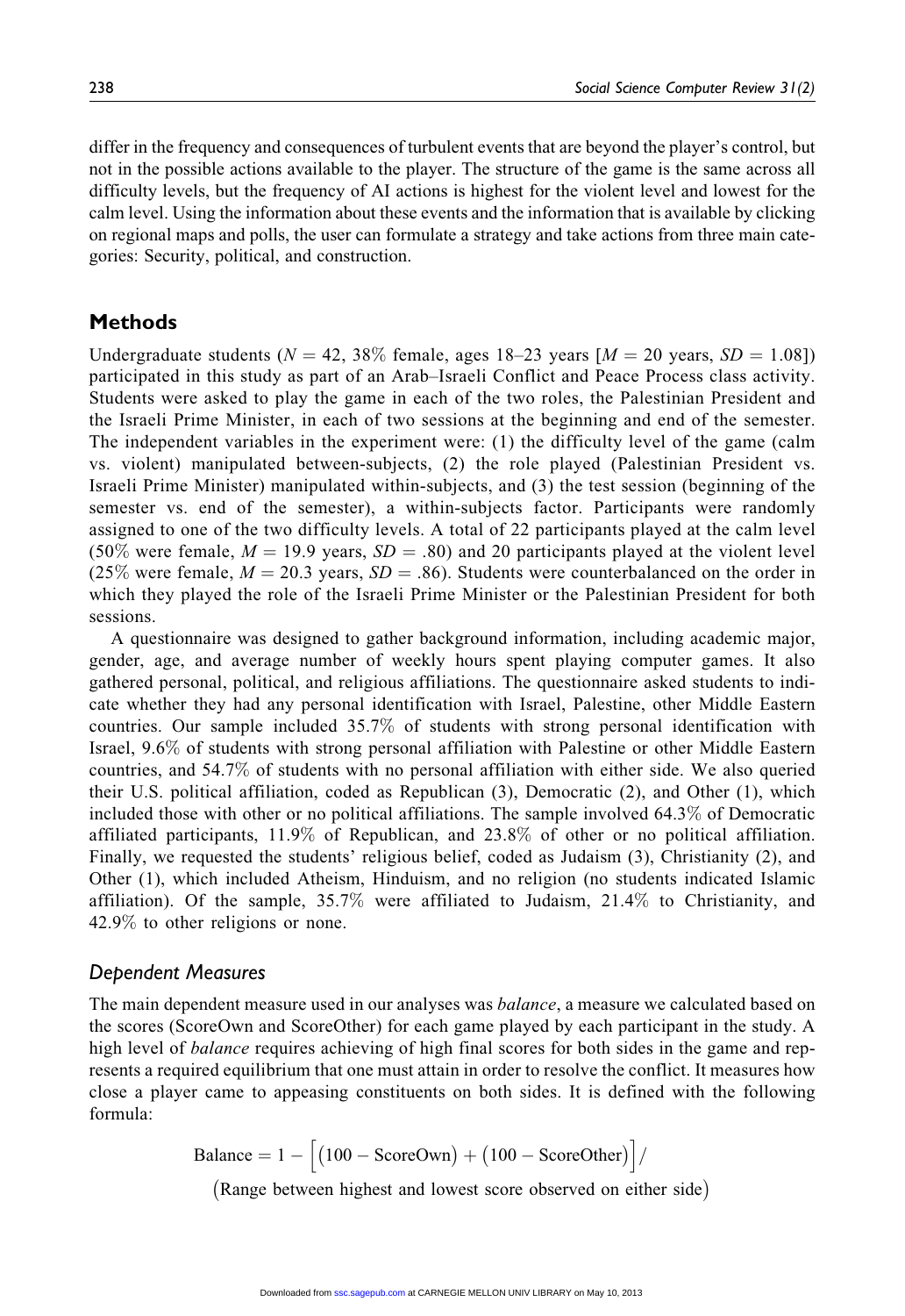differ in the frequency and consequences of turbulent events that are beyond the player's control, but not in the possible actions available to the player. The structure of the game is the same across all difficulty levels, but the frequency of AI actions is highest for the violent level and lowest for the calm level. Using the information about these events and the information that is available by clicking on regional maps and polls, the user can formulate a strategy and take actions from three main categories: Security, political, and construction.

## Methods

Undergraduate students ($N = 42$, 38% female, ages 18–23 years [$M = 20$ years, $SD = 1.08$]) participated in this study as part of an Arab–Israeli Conflict and Peace Process class activity. Students were asked to play the game in each of the two roles, the Palestinian President and the Israeli Prime Minister, in each of two sessions at the beginning and end of the semester. The independent variables in the experiment were: (1) the difficulty level of the game (calm vs. violent) manipulated between-subjects, (2) the role played (Palestinian President vs. Israeli Prime Minister) manipulated within-subjects, and (3) the test session (beginning of the semester vs. end of the semester), a within-subjects factor. Participants were randomly assigned to one of the two difficulty levels. A total of 22 participants played at the calm level (50% were female, $M = 19.9$ years, $SD = .80$) and 20 participants played at the violent level (25% were female, $M = 20.3$ years, $SD = .86$). Students were counterbalanced on the order in which they played the role of the Israeli Prime Minister or the Palestinian President for both sessions.

A questionnaire was designed to gather background information, including academic major, gender, age, and average number of weekly hours spent playing computer games. It also gathered personal, political, and religious affiliations. The questionnaire asked students to indicate whether they had any personal identification with Israel, Palestine, other Middle Eastern countries. Our sample included 35.7% of students with strong personal identification with Israel, 9.6% of students with strong personal affiliation with Palestine or other Middle Eastern countries, and 54.7% of students with no personal affiliation with either side. We also queried their U.S. political affiliation, coded as Republican (3), Democratic (2), and Other (1), which included those with other or no political affiliations. The sample involved 64.3% of Democratic affiliated participants, 11.9% of Republican, and 23.8% of other or no political affiliation. Finally, we requested the students' religious belief, coded as Judaism (3), Christianity (2), and Other (1), which included Atheism, Hinduism, and no religion (no students indicated Islamic affiliation). Of the sample, 35.7% were affiliated to Judaism, 21.4% to Christianity, and 42.9% to other religions or none.

### Dependent Measures

The main dependent measure used in our analyses was *balance*, a measure we calculated based on the scores (ScoreOwn and ScoreOther) for each game played by each participant in the study. A high level of *balance* requires achieving of high final scores for both sides in the game and represents a required equilibrium that one must attain in order to resolve the conflict. It measures how close a player came to appeasing constituents on both sides. It is defined with the following formula:

$$\text{Balance} = 1 - \Big[\big(100 - \text{ScoreOwn}\big) + \big(100 - \text{ScoreOther}\big)\Big] / \big(\text{Range between highest and lowest score observed on either side}\big)$$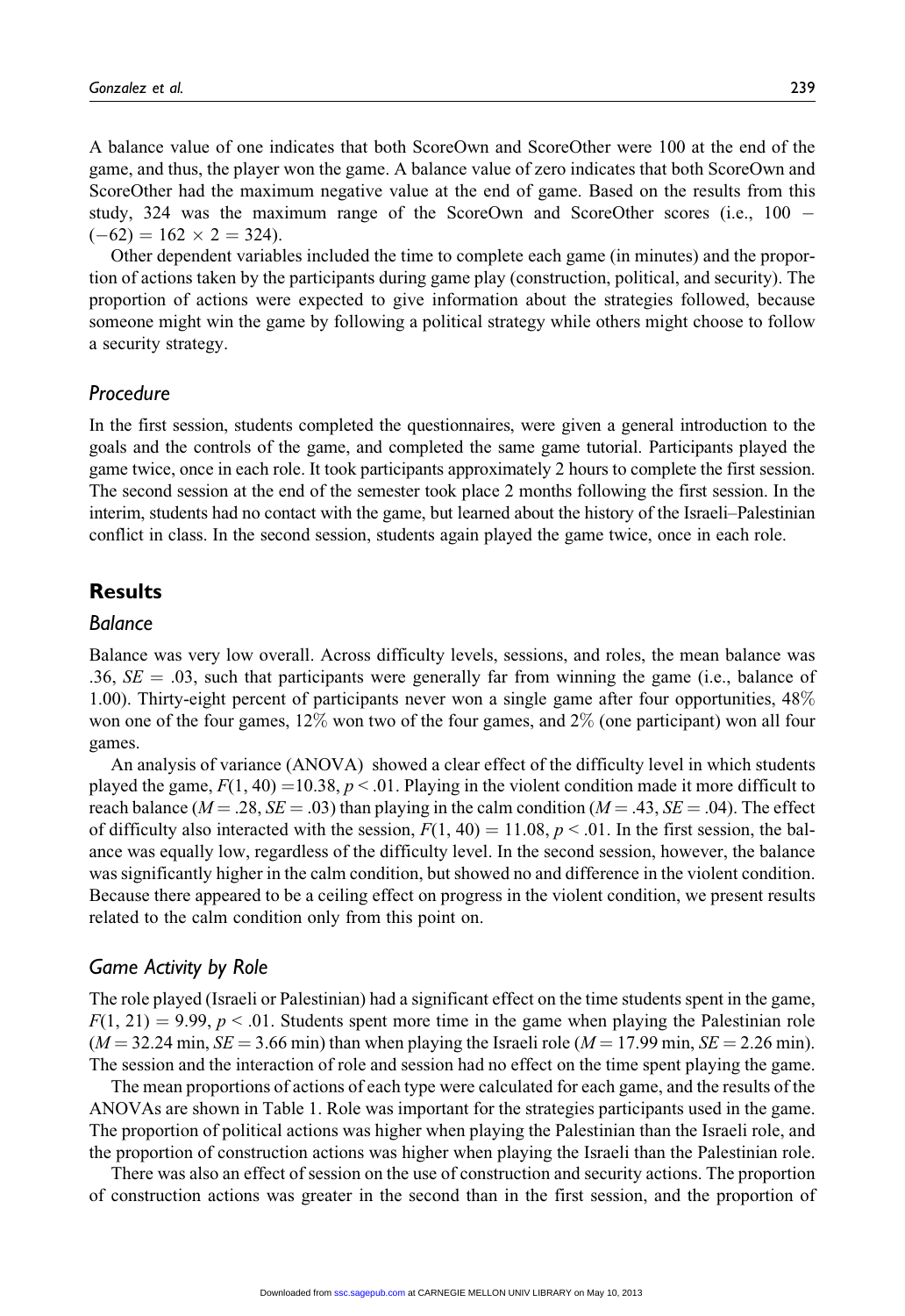A balance value of one indicates that both ScoreOwn and ScoreOther were 100 at the end of the game, and thus, the player won the game. A balance value of zero indicates that both ScoreOwn and ScoreOther had the maximum negative value at the end of game. Based on the results from this study, 324 was the maximum range of the ScoreOwn and ScoreOther scores (i.e., $100 - (-62) = 162 \times 2 = 324$).

Other dependent variables included the time to complete each game (in minutes) and the proportion of actions taken by the participants during game play (construction, political, and security). The proportion of actions were expected to give information about the strategies followed, because someone might win the game by following a political strategy while others might choose to follow a security strategy.

### *Procedure*

In the first session, students completed the questionnaires, were given a general introduction to the goals and the controls of the game, and completed the same game tutorial. Participants played the game twice, once in each role. It took participants approximately 2 hours to complete the first session. The second session at the end of the semester took place 2 months following the first session. In the interim, students had no contact with the game, but learned about the history of the Israeli–Palestinian conflict in class. In the second session, students again played the game twice, once in each role.

## Results

### *Balance*

Balance was very low overall. Across difficulty levels, sessions, and roles, the mean balance was .36, $SE = .03$, such that participants were generally far from winning the game (i.e., balance of 1.00). Thirty-eight percent of participants never won a single game after four opportunities, 48% won one of the four games, 12% won two of the four games, and 2% (one participant) won all four games.

An analysis of variance (ANOVA) showed a clear effect of the difficulty level in which students played the game, $F(1, 40) = 10.38$, $p < .01$. Playing in the violent condition made it more difficult to reach balance ($M = .28$, $SE = .03$) than playing in the calm condition ($M = .43$, $SE = .04$). The effect of difficulty also interacted with the session, $F(1, 40) = 11.08$, $p < .01$. In the first session, the balance was equally low, regardless of the difficulty level. In the second session, however, the balance was significantly higher in the calm condition, but showed no and difference in the violent condition. Because there appeared to be a ceiling effect on progress in the violent condition, we present results related to the calm condition only from this point on.

### *Game Activity by Role*

The role played (Israeli or Palestinian) had a significant effect on the time students spent in the game, $F(1, 21) = 9.99$, $p < .01$. Students spent more time in the game when playing the Palestinian role ($M = 32.24$ min, $SE = 3.66$ min) than when playing the Israeli role ($M = 17.99$ min, $SE = 2.26$ min). The session and the interaction of role and session had no effect on the time spent playing the game.

The mean proportions of actions of each type were calculated for each game, and the results of the ANOVAs are shown in Table 1. Role was important for the strategies participants used in the game. The proportion of political actions was higher when playing the Palestinian than the Israeli role, and the proportion of construction actions was higher when playing the Israeli than the Palestinian role.

There was also an effect of session on the use of construction and security actions. The proportion of construction actions was greater in the second than in the first session, and the proportion of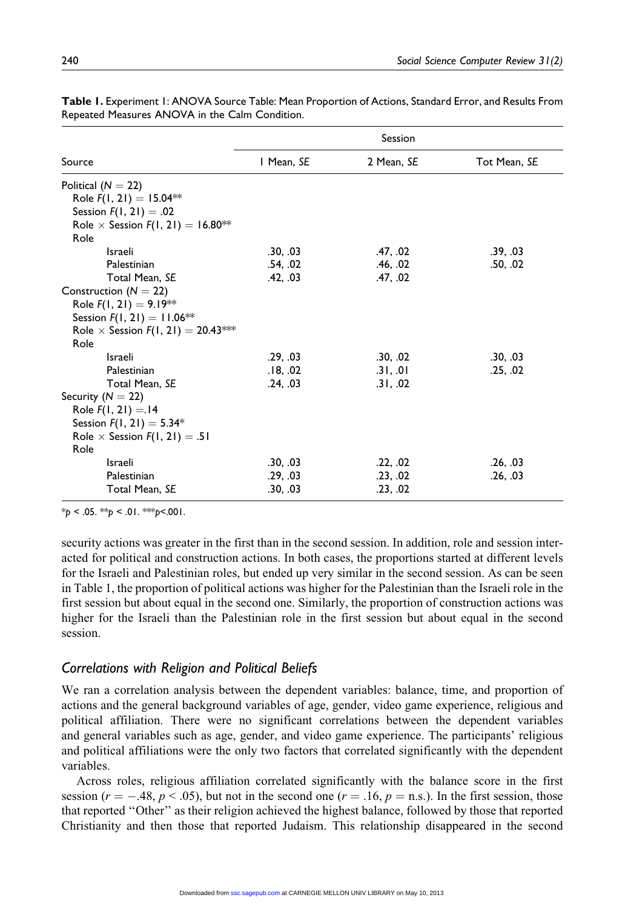**Table 1.** Experiment 1: ANOVA Source Table: Mean Proportion of Actions, Standard Error, and Results From Repeated Measures ANOVA in the Calm Condition.

| Source | Session | | |
|---|---|---|---|
| | 1 Mean, *SE* | 2 Mean, *SE* | Tot Mean, *SE* |
| Political ($N = 22$) | | | |
| Role $F(1, 21) = 15.04$** | | | |
| Session $F(1, 21) = .02$ | | | |
| Role × Session $F(1, 21) = 16.80$** | | | |
| Role | | | |
| Israeli | .30, .03 | .47, .02 | .39, .03 |
| Palestinian | .54, .02 | .46, .02 | .50, .02 |
| Total Mean, *SE* | .42, .03 | .47, .02 | |
| Construction ($N = 22$) | | | |
| Role $F(1, 21) = 9.19$** | | | |
| Session $F(1, 21) = 11.06$** | | | |
| Role × Session $F(1, 21) = 20.43$*** | | | |
| Role | | | |
| Israeli | .29, .03 | .30, .02 | .30, .03 |
| Palestinian | .18, .02 | .31, .01 | .25, .02 |
| Total Mean, *SE* | .24, .03 | .31, .02 | |
| Security ($N = 22$) | | | |
| Role $F(1, 21) = .14$ | | | |
| Session $F(1, 21) = 5.34$* | | | |
| Role × Session $F(1, 21) = .51$ | | | |
| Role | | | |
| Israeli | .30, .03 | .22, .02 | .26, .03 |
| Palestinian | .29, .03 | .23, .02 | .26, .03 |
| Total Mean, *SE* | .30, .03 | .23, .02 | |

*$p < .05$. **$p < .01$. ***$p < .001$.

security actions was greater in the first than in the second session. In addition, role and session interacted for political and construction actions. In both cases, the proportions started at different levels for the Israeli and Palestinian roles, but ended up very similar in the second session. As can be seen in Table 1, the proportion of political actions was higher for the Palestinian than the Israeli role in the first session but about equal in the second one. Similarly, the proportion of construction actions was higher for the Israeli than the Palestinian role in the first session but about equal in the second session.

### *Correlations with Religion and Political Beliefs*

We ran a correlation analysis between the dependent variables: balance, time, and proportion of actions and the general background variables of age, gender, video game experience, religious and political affiliation. There were no significant correlations between the dependent variables and general variables such as age, gender, and video game experience. The participants' religious and political affiliations were the only two factors that correlated significantly with the dependent variables.

Across roles, religious affiliation correlated significantly with the balance score in the first session ($r = -.48$, $p < .05$), but not in the second one ($r = .16$, $p =$ n.s.). In the first session, those that reported "Other" as their religion achieved the highest balance, followed by those that reported Christianity and then those that reported Judaism. This relationship disappeared in the second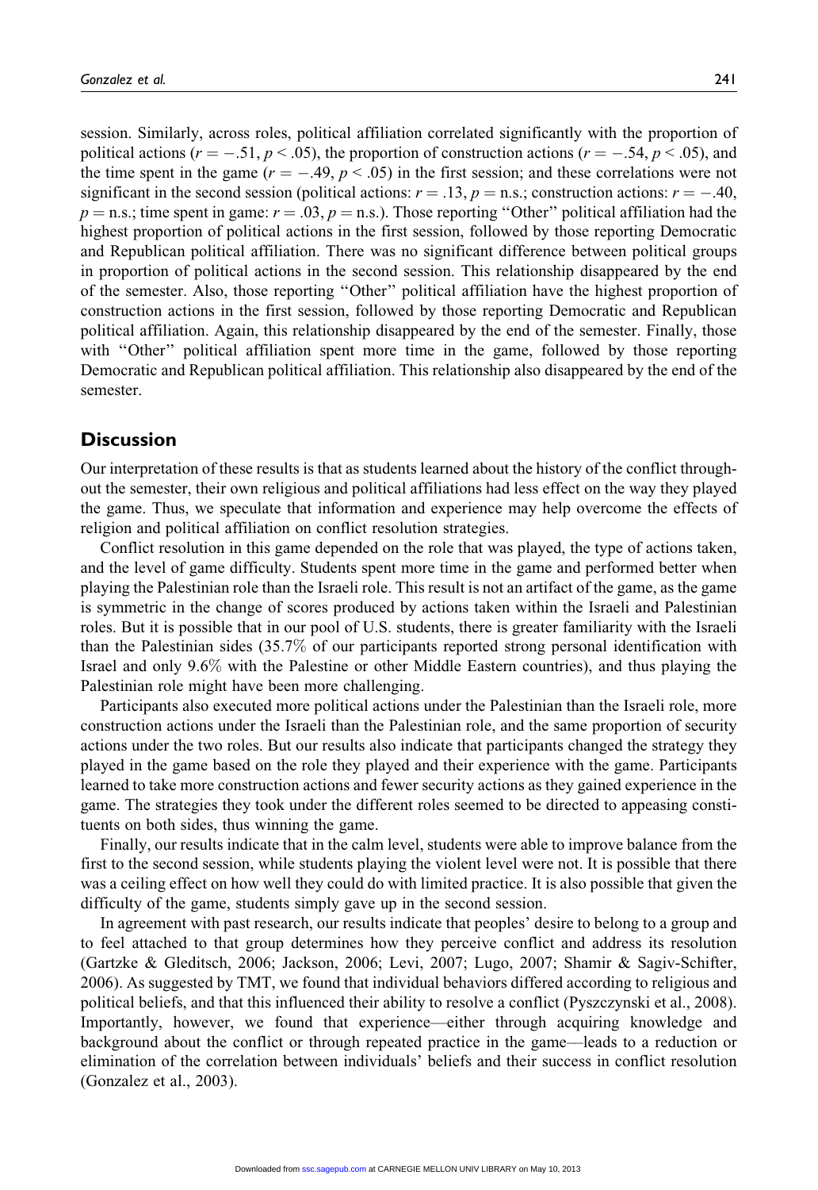session. Similarly, across roles, political affiliation correlated significantly with the proportion of political actions ($r = -.51$, $p < .05$), the proportion of construction actions ($r = -.54$, $p < .05$), and the time spent in the game ($r = -.49$, $p < .05$) in the first session; and these correlations were not significant in the second session (political actions: $r = .13$, $p =$ n.s.; construction actions: $r = -.40$, $p =$ n.s.; time spent in game: $r = .03$, $p =$ n.s.). Those reporting ''Other'' political affiliation had the highest proportion of political actions in the first session, followed by those reporting Democratic and Republican political affiliation. There was no significant difference between political groups in proportion of political actions in the second session. This relationship disappeared by the end of the semester. Also, those reporting ''Other'' political affiliation have the highest proportion of construction actions in the first session, followed by those reporting Democratic and Republican political affiliation. Again, this relationship disappeared by the end of the semester. Finally, those with ''Other'' political affiliation spent more time in the game, followed by those reporting Democratic and Republican political affiliation. This relationship also disappeared by the end of the semester.

## Discussion

Our interpretation of these results is that as students learned about the history of the conflict throughout the semester, their own religious and political affiliations had less effect on the way they played the game. Thus, we speculate that information and experience may help overcome the effects of religion and political affiliation on conflict resolution strategies.

Conflict resolution in this game depended on the role that was played, the type of actions taken, and the level of game difficulty. Students spent more time in the game and performed better when playing the Palestinian role than the Israeli role. This result is not an artifact of the game, as the game is symmetric in the change of scores produced by actions taken within the Israeli and Palestinian roles. But it is possible that in our pool of U.S. students, there is greater familiarity with the Israeli than the Palestinian sides (35.7% of our participants reported strong personal identification with Israel and only 9.6% with the Palestine or other Middle Eastern countries), and thus playing the Palestinian role might have been more challenging.

Participants also executed more political actions under the Palestinian than the Israeli role, more construction actions under the Israeli than the Palestinian role, and the same proportion of security actions under the two roles. But our results also indicate that participants changed the strategy they played in the game based on the role they played and their experience with the game. Participants learned to take more construction actions and fewer security actions as they gained experience in the game. The strategies they took under the different roles seemed to be directed to appeasing constituents on both sides, thus winning the game.

Finally, our results indicate that in the calm level, students were able to improve balance from the first to the second session, while students playing the violent level were not. It is possible that there was a ceiling effect on how well they could do with limited practice. It is also possible that given the difficulty of the game, students simply gave up in the second session.

In agreement with past research, our results indicate that peoples' desire to belong to a group and to feel attached to that group determines how they perceive conflict and address its resolution (Gartzke & Gleditsch, 2006; Jackson, 2006; Levi, 2007; Lugo, 2007; Shamir & Sagiv-Schifter, 2006). As suggested by TMT, we found that individual behaviors differed according to religious and political beliefs, and that this influenced their ability to resolve a conflict (Pyszczynski et al., 2008). Importantly, however, we found that experience—either through acquiring knowledge and background about the conflict or through repeated practice in the game—leads to a reduction or elimination of the correlation between individuals' beliefs and their success in conflict resolution (Gonzalez et al., 2003).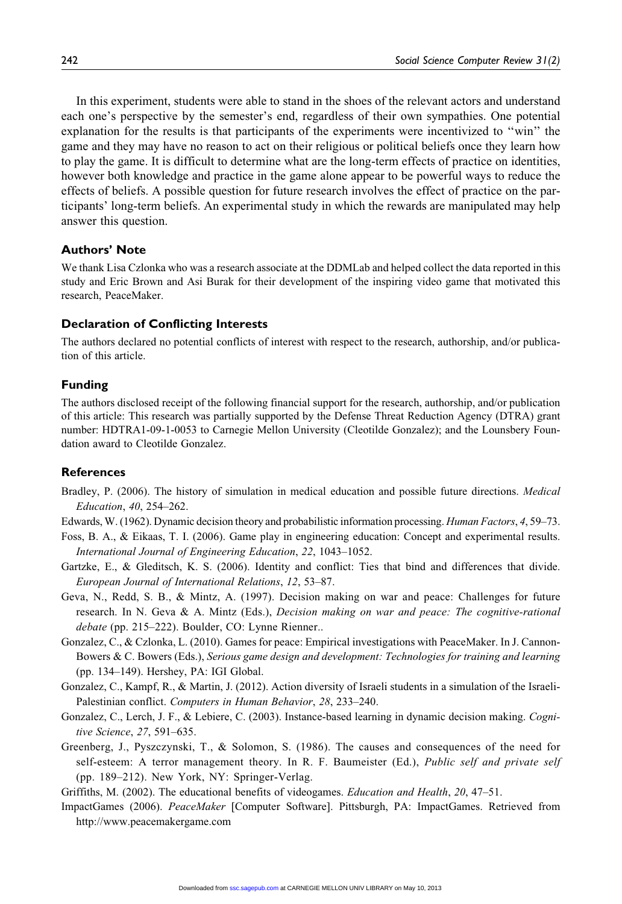In this experiment, students were able to stand in the shoes of the relevant actors and understand each one's perspective by the semester's end, regardless of their own sympathies. One potential explanation for the results is that participants of the experiments were incentivized to "win" the game and they may have no reason to act on their religious or political beliefs once they learn how to play the game. It is difficult to determine what are the long-term effects of practice on identities, however both knowledge and practice in the game alone appear to be powerful ways to reduce the effects of beliefs. A possible question for future research involves the effect of practice on the participants' long-term beliefs. An experimental study in which the rewards are manipulated may help answer this question.

### Authors' Note

We thank Lisa Czlonka who was a research associate at the DDMLab and helped collect the data reported in this study and Eric Brown and Asi Burak for their development of the inspiring video game that motivated this research, PeaceMaker.

### Declaration of Conflicting Interests

The authors declared no potential conflicts of interest with respect to the research, authorship, and/or publication of this article.

### Funding

The authors disclosed receipt of the following financial support for the research, authorship, and/or publication of this article: This research was partially supported by the Defense Threat Reduction Agency (DTRA) grant number: HDTRA1-09-1-0053 to Carnegie Mellon University (Cleotilde Gonzalez); and the Lounsbery Foundation award to Cleotilde Gonzalez.

### References

Bradley, P. (2006). The history of simulation in medical education and possible future directions. *Medical Education*, *40*, 254–262.

Edwards, W. (1962). Dynamic decision theory and probabilistic information processing. *Human Factors*, *4*, 59–73.

Foss, B. A., & Eikaas, T. I. (2006). Game play in engineering education: Concept and experimental results. *International Journal of Engineering Education*, *22*, 1043–1052.

Gartzke, E., & Gleditsch, K. S. (2006). Identity and conflict: Ties that bind and differences that divide. *European Journal of International Relations*, *12*, 53–87.

Geva, N., Redd, S. B., & Mintz, A. (1997). Decision making on war and peace: Challenges for future research. In N. Geva & A. Mintz (Eds.), *Decision making on war and peace: The cognitive-rational debate* (pp. 215–222). Boulder, CO: Lynne Rienner..

Gonzalez, C., & Czlonka, L. (2010). Games for peace: Empirical investigations with PeaceMaker. In J. Cannon-Bowers & C. Bowers (Eds.), *Serious game design and development: Technologies for training and learning* (pp. 134–149). Hershey, PA: IGI Global.

Gonzalez, C., Kampf, R., & Martin, J. (2012). Action diversity of Israeli students in a simulation of the Israeli-Palestinian conflict. *Computers in Human Behavior*, *28*, 233–240.

Gonzalez, C., Lerch, J. F., & Lebiere, C. (2003). Instance-based learning in dynamic decision making. *Cognitive Science*, *27*, 591–635.

Greenberg, J., Pyszczynski, T., & Solomon, S. (1986). The causes and consequences of the need for self-esteem: A terror management theory. In R. F. Baumeister (Ed.), *Public self and private self* (pp. 189–212). New York, NY: Springer-Verlag.

Griffiths, M. (2002). The educational benefits of videogames. *Education and Health*, *20*, 47–51.

ImpactGames (2006). *PeaceMaker* [Computer Software]. Pittsburgh, PA: ImpactGames. Retrieved from http://www.peacemakergame.com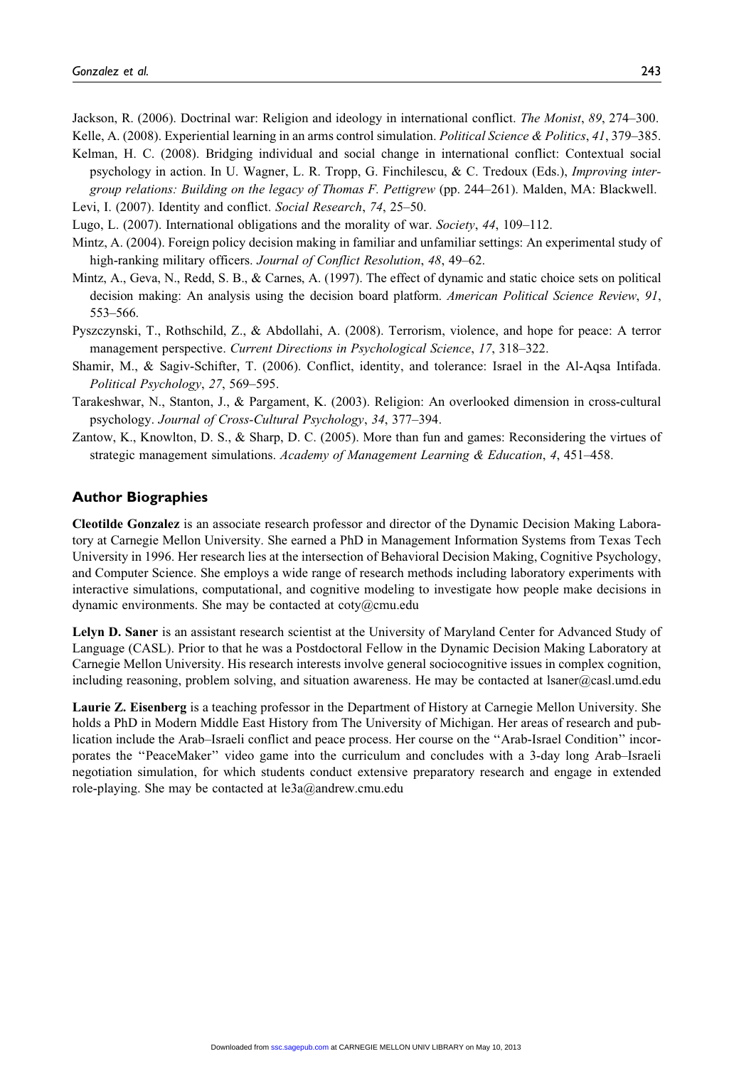Jackson, R. (2006). Doctrinal war: Religion and ideology in international conflict. *The Monist*, *89*, 274–300.

Kelle, A. (2008). Experiential learning in an arms control simulation. *Political Science & Politics*, *41*, 379–385.

Kelman, H. C. (2008). Bridging individual and social change in international conflict: Contextual social psychology in action. In U. Wagner, L. R. Tropp, G. Finchilescu, & C. Tredoux (Eds.), *Improving intergroup relations: Building on the legacy of Thomas F. Pettigrew* (pp. 244–261). Malden, MA: Blackwell.

Levi, I. (2007). Identity and conflict. *Social Research*, *74*, 25–50.

Lugo, L. (2007). International obligations and the morality of war. *Society*, *44*, 109–112.

Mintz, A. (2004). Foreign policy decision making in familiar and unfamiliar settings: An experimental study of high-ranking military officers. *Journal of Conflict Resolution*, *48*, 49–62.

Mintz, A., Geva, N., Redd, S. B., & Carnes, A. (1997). The effect of dynamic and static choice sets on political decision making: An analysis using the decision board platform. *American Political Science Review*, *91*, 553–566.

Pyszczynski, T., Rothschild, Z., & Abdollahi, A. (2008). Terrorism, violence, and hope for peace: A terror management perspective. *Current Directions in Psychological Science*, *17*, 318–322.

Shamir, M., & Sagiv-Schifter, T. (2006). Conflict, identity, and tolerance: Israel in the Al-Aqsa Intifada. *Political Psychology*, *27*, 569–595.

Tarakeshwar, N., Stanton, J., & Pargament, K. (2003). Religion: An overlooked dimension in cross-cultural psychology. *Journal of Cross-Cultural Psychology*, *34*, 377–394.

Zantow, K., Knowlton, D. S., & Sharp, D. C. (2005). More than fun and games: Reconsidering the virtues of strategic management simulations. *Academy of Management Learning & Education*, *4*, 451–458.

## Author Biographies

**Cleotilde Gonzalez** is an associate research professor and director of the Dynamic Decision Making Laboratory at Carnegie Mellon University. She earned a PhD in Management Information Systems from Texas Tech University in 1996. Her research lies at the intersection of Behavioral Decision Making, Cognitive Psychology, and Computer Science. She employs a wide range of research methods including laboratory experiments with interactive simulations, computational, and cognitive modeling to investigate how people make decisions in dynamic environments. She may be contacted at coty@cmu.edu

**Lelyn D. Saner** is an assistant research scientist at the University of Maryland Center for Advanced Study of Language (CASL). Prior to that he was a Postdoctoral Fellow in the Dynamic Decision Making Laboratory at Carnegie Mellon University. His research interests involve general sociocognitive issues in complex cognition, including reasoning, problem solving, and situation awareness. He may be contacted at lsaner@casl.umd.edu

**Laurie Z. Eisenberg** is a teaching professor in the Department of History at Carnegie Mellon University. She holds a PhD in Modern Middle East History from The University of Michigan. Her areas of research and publication include the Arab–Israeli conflict and peace process. Her course on the ''Arab-Israel Condition'' incorporates the ''PeaceMaker'' video game into the curriculum and concludes with a 3-day long Arab–Israeli negotiation simulation, for which students conduct extensive preparatory research and engage in extended role-playing. She may be contacted at le3a@andrew.cmu.edu